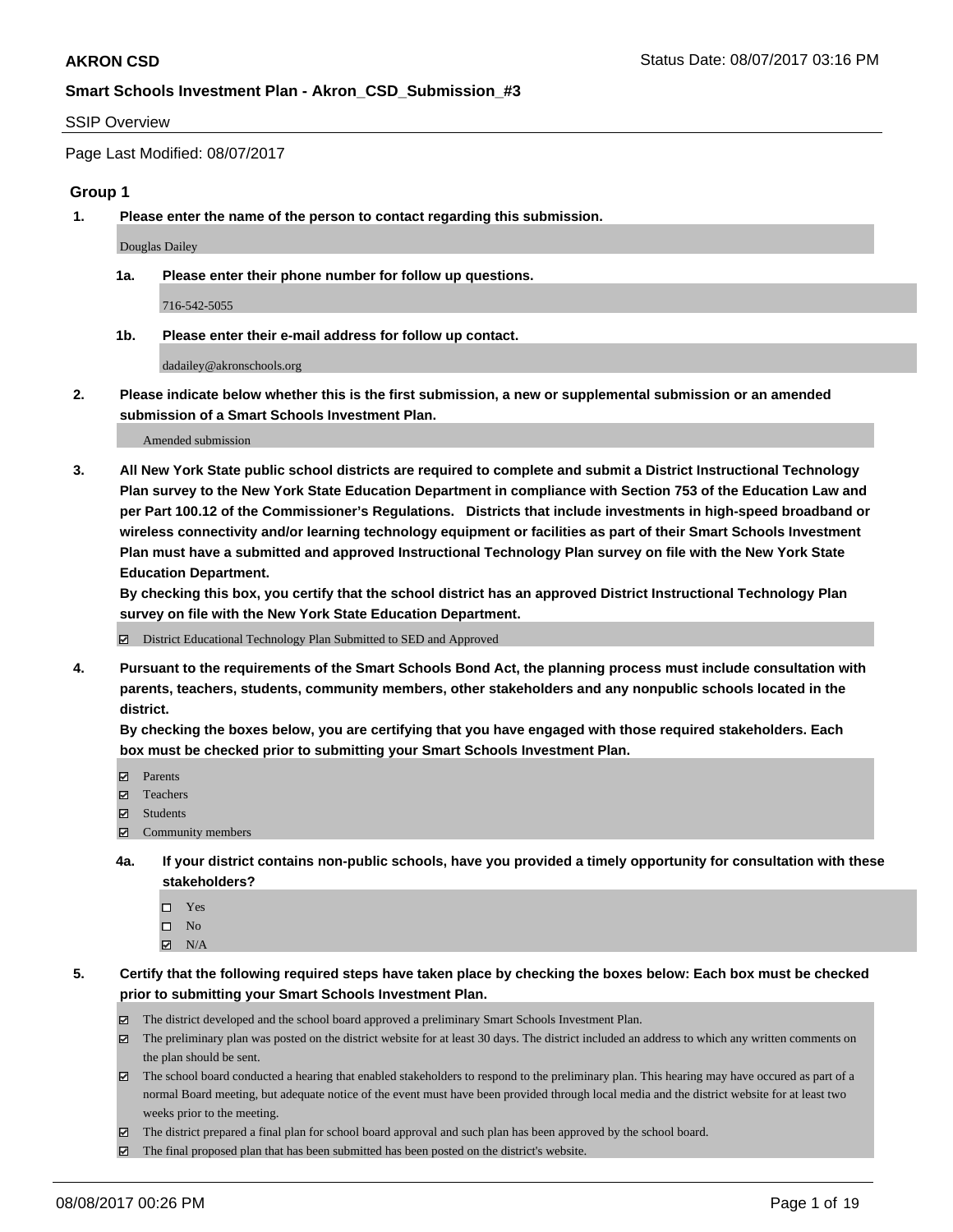**AKRON CSD** Status Date: 08/07/2017 03:16 PM

**Smart Schools Investment Plan - Akron_CSD_Submission_#3**

SSIP Overview

Page Last Modified: 08/07/2017

### Group 1

**1. Please enter the name of the person to contact regarding this submission.**

Douglas Dailey

**1a. Please enter their phone number for follow up questions.**

716-542-5055

**1b. Please enter their e-mail address for follow up contact.**

dadailey@akronschools.org

**2. Please indicate below whether this is the first submission, a new or supplemental submission or an amended submission of a Smart Schools Investment Plan.**

Amended submission

**3. All New York State public school districts are required to complete and submit a District Instructional Technology Plan survey to the New York State Education Department in compliance with Section 753 of the Education Law and per Part 100.12 of the Commissioner's Regulations. Districts that include investments in high-speed broadband or wireless connectivity and/or learning technology equipment or facilities as part of their Smart Schools Investment Plan must have a submitted and approved Instructional Technology Plan survey on file with the New York State Education Department.**
**By checking this box, you certify that the school district has an approved District Instructional Technology Plan survey on file with the New York State Education Department.**

☑ District Educational Technology Plan Submitted to SED and Approved

**4. Pursuant to the requirements of the Smart Schools Bond Act, the planning process must include consultation with parents, teachers, students, community members, other stakeholders and any nonpublic schools located in the district.**
**By checking the boxes below, you are certifying that you have engaged with those required stakeholders. Each box must be checked prior to submitting your Smart Schools Investment Plan.**

☑ Parents
☑ Teachers
☑ Students
☑ Community members

**4a. If your district contains non-public schools, have you provided a timely opportunity for consultation with these stakeholders?**

☐ Yes
☐ No
☑ N/A

**5. Certify that the following required steps have taken place by checking the boxes below: Each box must be checked prior to submitting your Smart Schools Investment Plan.**

☑ The district developed and the school board approved a preliminary Smart Schools Investment Plan.
☑ The preliminary plan was posted on the district website for at least 30 days. The district included an address to which any written comments on the plan should be sent.
☑ The school board conducted a hearing that enabled stakeholders to respond to the preliminary plan. This hearing may have occured as part of a normal Board meeting, but adequate notice of the event must have been provided through local media and the district website for at least two weeks prior to the meeting.
☑ The district prepared a final plan for school board approval and such plan has been approved by the school board.
☑ The final proposed plan that has been submitted has been posted on the district's website.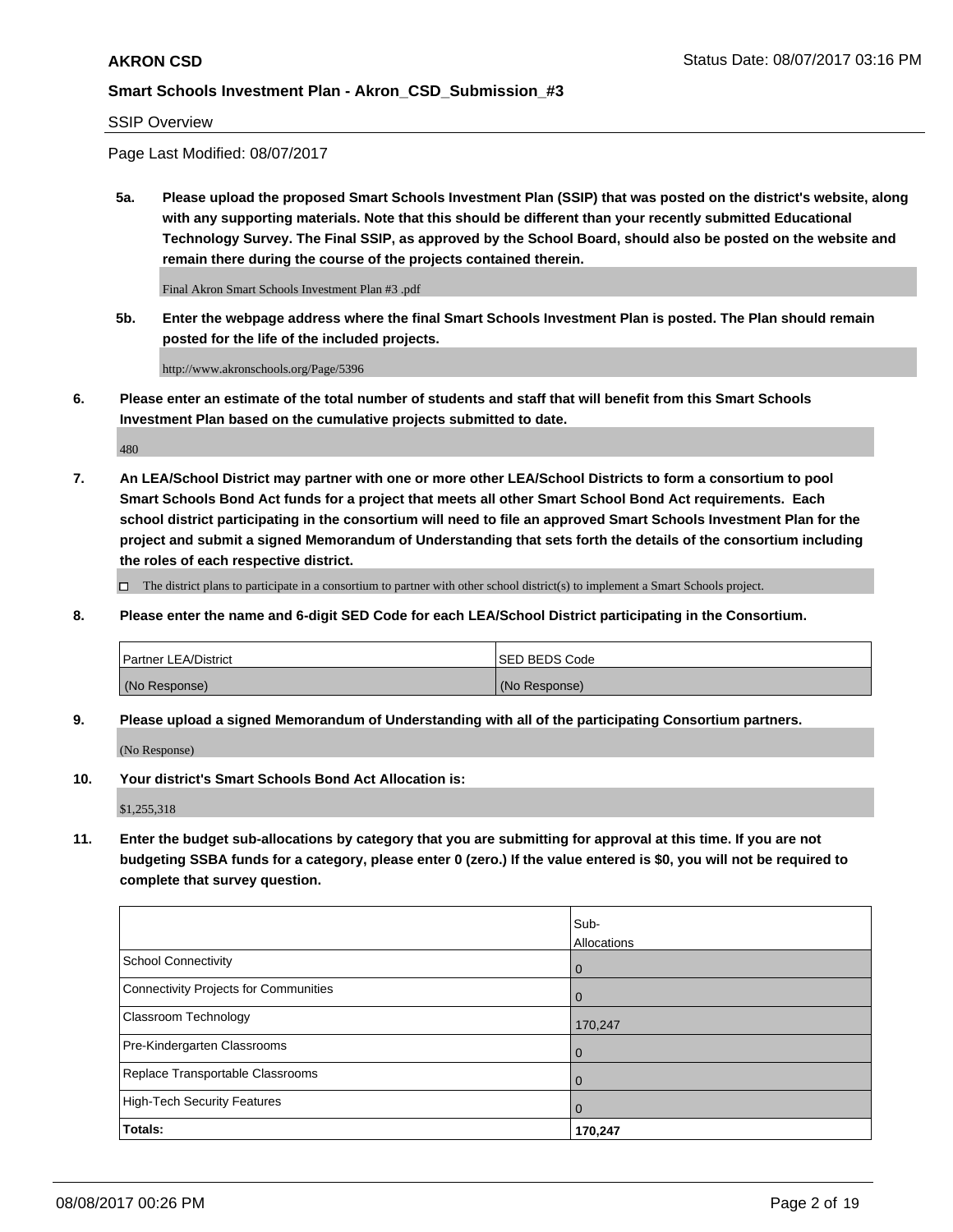SSIP Overview

Page Last Modified: 08/07/2017

**5a. Please upload the proposed Smart Schools Investment Plan (SSIP) that was posted on the district's website, along with any supporting materials. Note that this should be different than your recently submitted Educational Technology Survey. The Final SSIP, as approved by the School Board, should also be posted on the website and remain there during the course of the projects contained therein.**

Final Akron Smart Schools Investment Plan #3 .pdf

**5b. Enter the webpage address where the final Smart Schools Investment Plan is posted. The Plan should remain posted for the life of the included projects.**

http://www.akronschools.org/Page/5396

**6. Please enter an estimate of the total number of students and staff that will benefit from this Smart Schools Investment Plan based on the cumulative projects submitted to date.**

480

**7. An LEA/School District may partner with one or more other LEA/School Districts to form a consortium to pool Smart Schools Bond Act funds for a project that meets all other Smart School Bond Act requirements. Each school district participating in the consortium will need to file an approved Smart Schools Investment Plan for the project and submit a signed Memorandum of Understanding that sets forth the details of the consortium including the roles of each respective district.**

☐ The district plans to participate in a consortium to partner with other school district(s) to implement a Smart Schools project.

**8. Please enter the name and 6-digit SED Code for each LEA/School District participating in the Consortium.**

| Partner LEA/District | SED BEDS Code |
|---|---|
| (No Response) | (No Response) |

**9. Please upload a signed Memorandum of Understanding with all of the participating Consortium partners.**

(No Response)

**10. Your district's Smart Schools Bond Act Allocation is:**

$1,255,318

**11. Enter the budget sub-allocations by category that you are submitting for approval at this time. If you are not budgeting SSBA funds for a category, please enter 0 (zero.) If the value entered is $0, you will not be required to complete that survey question.**

| | Sub-Allocations |
|---|---|
| School Connectivity | 0 |
| Connectivity Projects for Communities | 0 |
| Classroom Technology | 170,247 |
| Pre-Kindergarten Classrooms | 0 |
| Replace Transportable Classrooms | 0 |
| High-Tech Security Features | 0 |
| **Totals:** | **170,247** |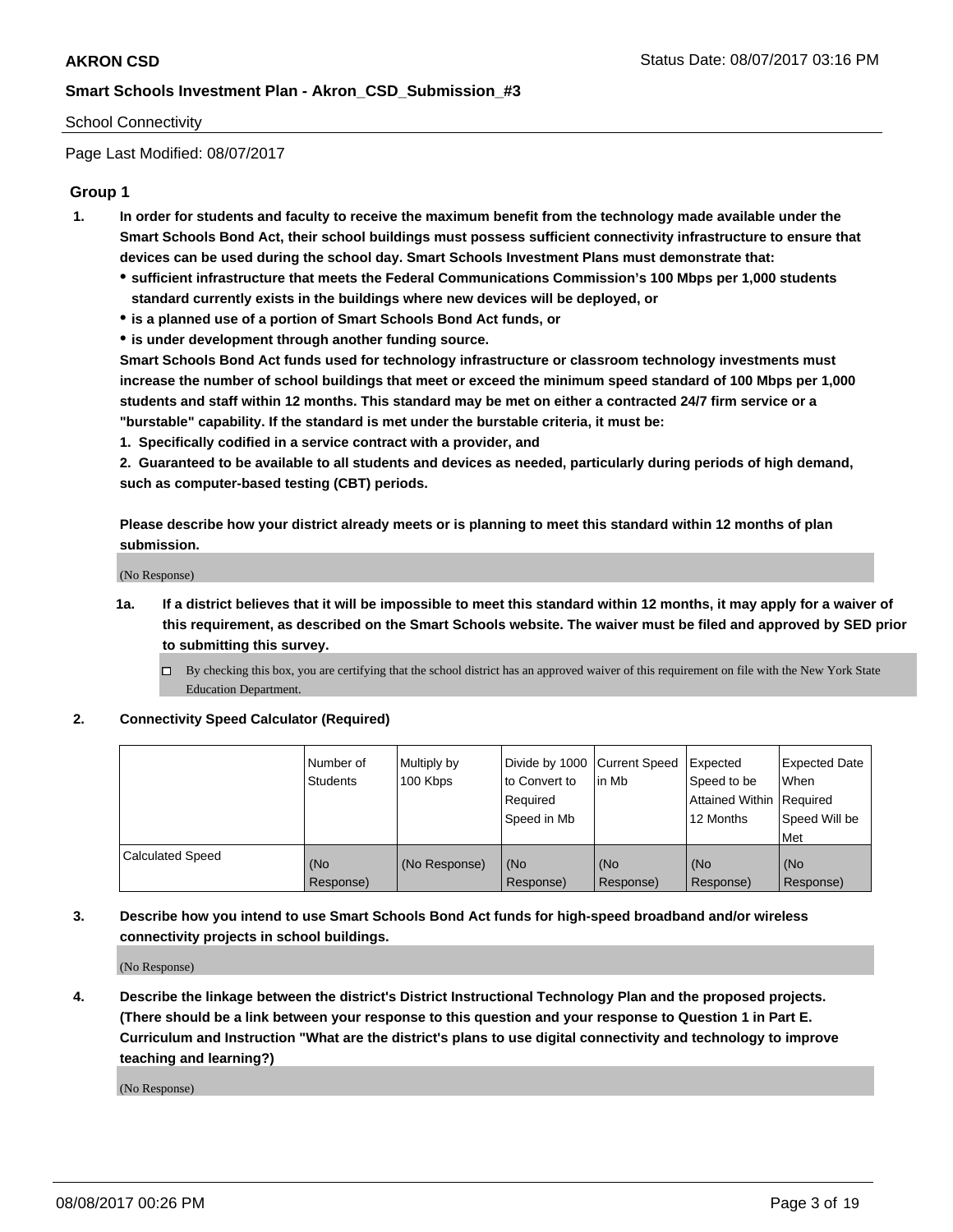School Connectivity

Page Last Modified: 08/07/2017

## Group 1

1. **In order for students and faculty to receive the maximum benefit from the technology made available under the Smart Schools Bond Act, their school buildings must possess sufficient connectivity infrastructure to ensure that devices can be used during the school day. Smart Schools Investment Plans must demonstrate that:**
   - **sufficient infrastructure that meets the Federal Communications Commission's 100 Mbps per 1,000 students standard currently exists in the buildings where new devices will be deployed, or**
   - **is a planned use of a portion of Smart Schools Bond Act funds, or**
   - **is under development through another funding source.**

   **Smart Schools Bond Act funds used for technology infrastructure or classroom technology investments must increase the number of school buildings that meet or exceed the minimum speed standard of 100 Mbps per 1,000 students and staff within 12 months. This standard may be met on either a contracted 24/7 firm service or a "burstable" capability. If the standard is met under the burstable criteria, it must be:**

   **1. Specifically codified in a service contract with a provider, and**

   **2. Guaranteed to be available to all students and devices as needed, particularly during periods of high demand, such as computer-based testing (CBT) periods.**

   **Please describe how your district already meets or is planning to meet this standard within 12 months of plan submission.**

   (No Response)

   1a. **If a district believes that it will be impossible to meet this standard within 12 months, it may apply for a waiver of this requirement, as described on the Smart Schools website. The waiver must be filed and approved by SED prior to submitting this survey.**

   ☐ By checking this box, you are certifying that the school district has an approved waiver of this requirement on file with the New York State Education Department.

2. **Connectivity Speed Calculator (Required)**

| | Number of Students | Multiply by 100 Kbps | Divide by 1000 to Convert to Required Speed in Mb | Current Speed in Mb | Expected Speed to be Attained Within 12 Months | Expected Date When Required Speed Will be Met |
|---|---|---|---|---|---|---|
| Calculated Speed | (No Response) | (No Response) | (No Response) | (No Response) | (No Response) | (No Response) |

3. **Describe how you intend to use Smart Schools Bond Act funds for high-speed broadband and/or wireless connectivity projects in school buildings.**

   (No Response)

4. **Describe the linkage between the district's District Instructional Technology Plan and the proposed projects. (There should be a link between your response to this question and your response to Question 1 in Part E. Curriculum and Instruction "What are the district's plans to use digital connectivity and technology to improve teaching and learning?)**

   (No Response)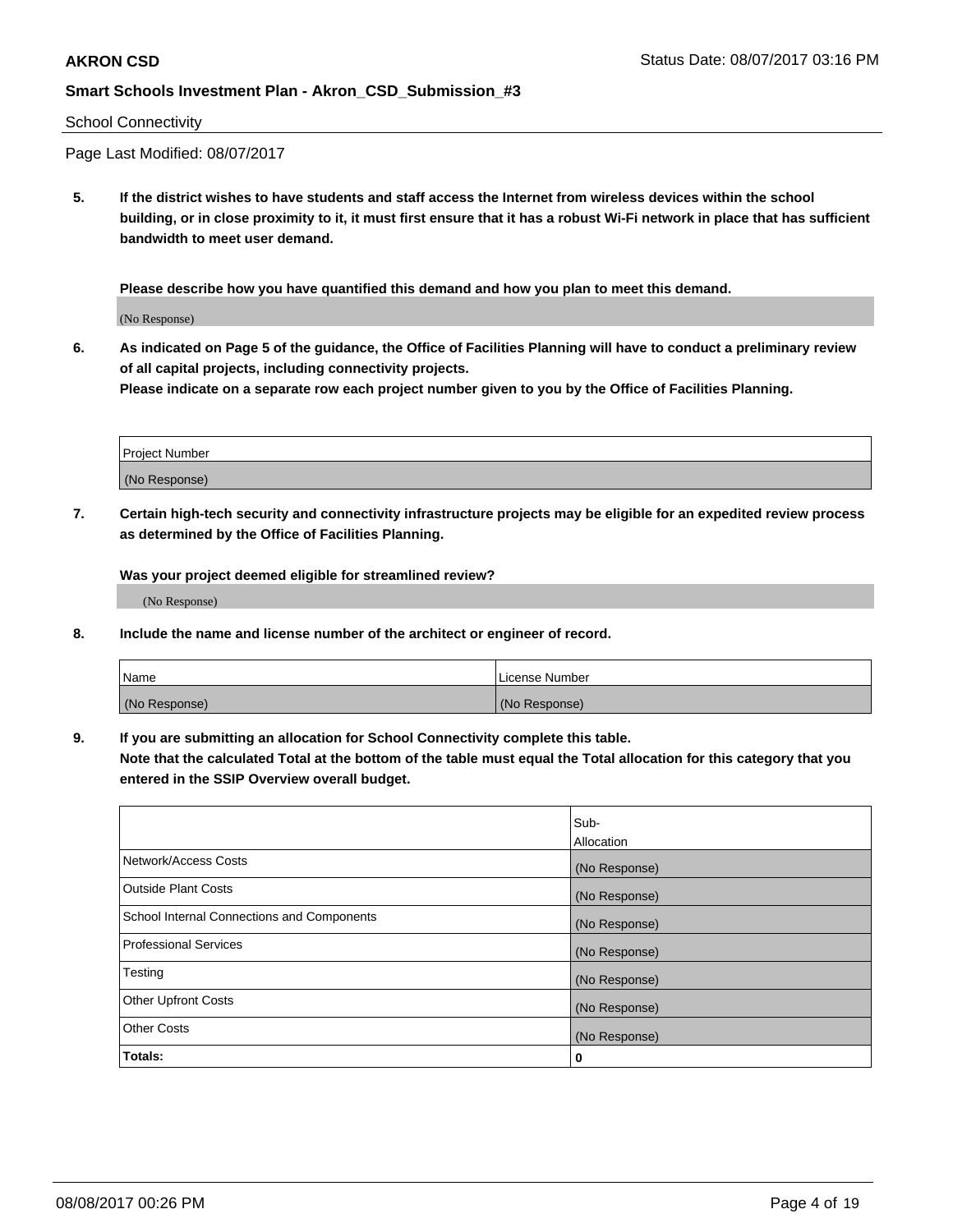**AKRON CSD** Status Date: 08/07/2017 03:16 PM

**Smart Schools Investment Plan - Akron_CSD_Submission_#3**

School Connectivity

Page Last Modified: 08/07/2017

**5. If the district wishes to have students and staff access the Internet from wireless devices within the school building, or in close proximity to it, it must first ensure that it has a robust Wi-Fi network in place that has sufficient bandwidth to meet user demand.**

**Please describe how you have quantified this demand and how you plan to meet this demand.**

(No Response)

**6. As indicated on Page 5 of the guidance, the Office of Facilities Planning will have to conduct a preliminary review of all capital projects, including connectivity projects.**
**Please indicate on a separate row each project number given to you by the Office of Facilities Planning.**

| Project Number |
| --- |
| (No Response) |

**7. Certain high-tech security and connectivity infrastructure projects may be eligible for an expedited review process as determined by the Office of Facilities Planning.**

**Was your project deemed eligible for streamlined review?**

(No Response)

**8. Include the name and license number of the architect or engineer of record.**

| Name | License Number |
| --- | --- |
| (No Response) | (No Response) |

**9. If you are submitting an allocation for School Connectivity complete this table.**
**Note that the calculated Total at the bottom of the table must equal the Total allocation for this category that you entered in the SSIP Overview overall budget.**

| | Sub-Allocation |
| --- | --- |
| Network/Access Costs | (No Response) |
| Outside Plant Costs | (No Response) |
| School Internal Connections and Components | (No Response) |
| Professional Services | (No Response) |
| Testing | (No Response) |
| Other Upfront Costs | (No Response) |
| Other Costs | (No Response) |
| **Totals:** | **0** |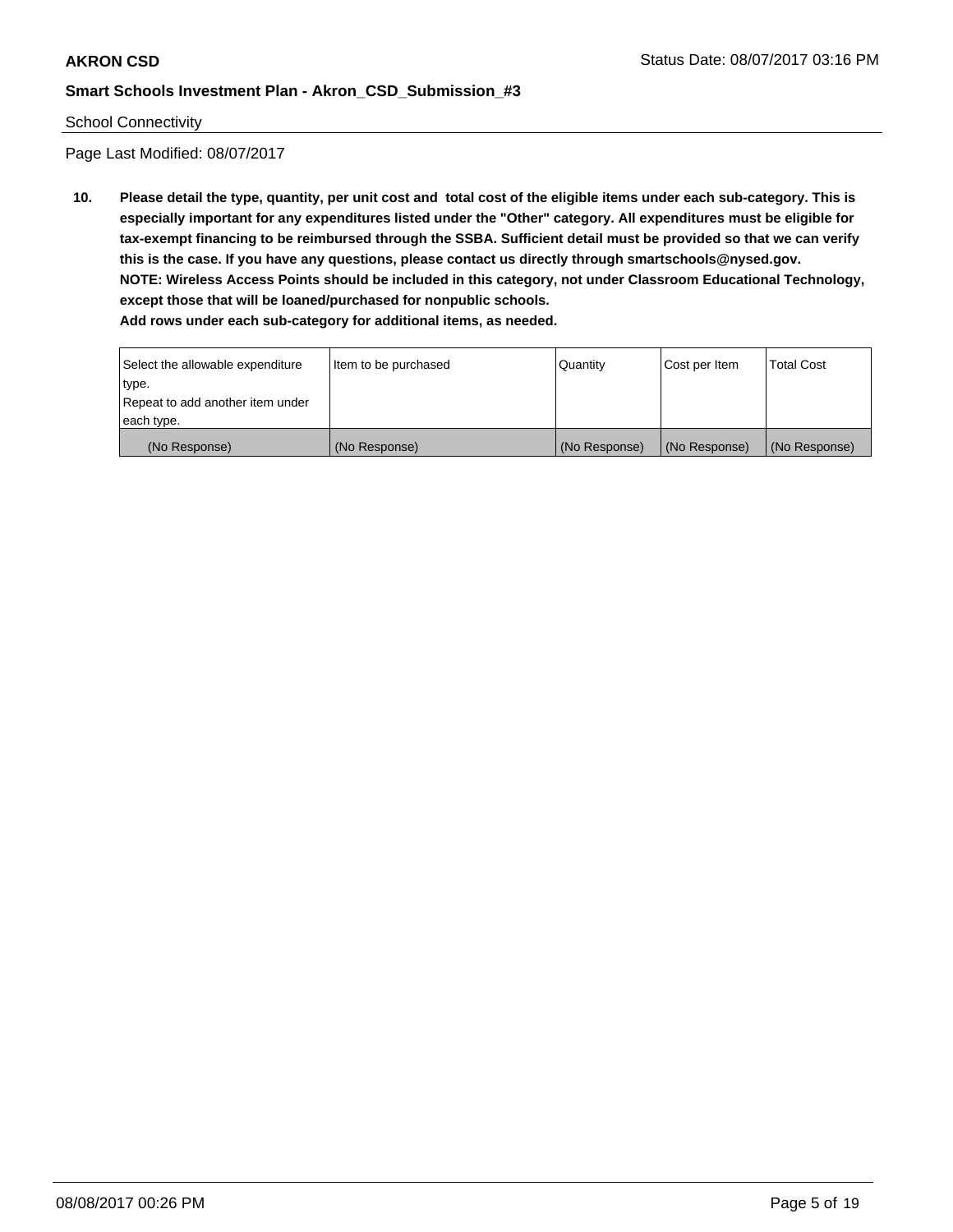School Connectivity

Page Last Modified: 08/07/2017

**10. Please detail the type, quantity, per unit cost and total cost of the eligible items under each sub-category. This is especially important for any expenditures listed under the "Other" category. All expenditures must be eligible for tax-exempt financing to be reimbursed through the SSBA. Sufficient detail must be provided so that we can verify this is the case. If you have any questions, please contact us directly through smartschools@nysed.gov.**
**NOTE: Wireless Access Points should be included in this category, not under Classroom Educational Technology, except those that will be loaned/purchased for nonpublic schools.**
**Add rows under each sub-category for additional items, as needed.**

| Select the allowable expenditure type. Repeat to add another item under each type. | Item to be purchased | Quantity | Cost per Item | Total Cost |
|---|---|---|---|---|
| (No Response) | (No Response) | (No Response) | (No Response) | (No Response) |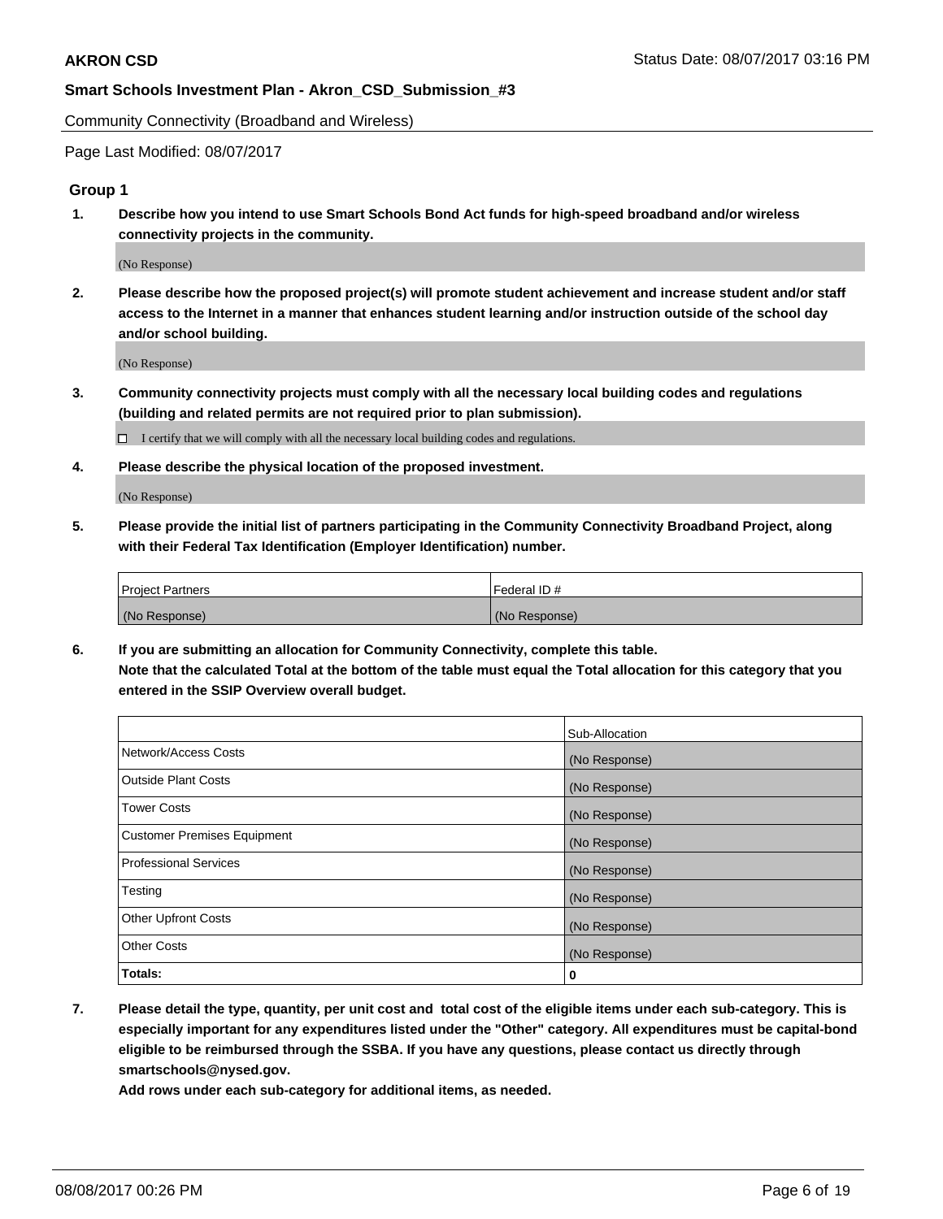# AKRON CSD

Status Date: 08/07/2017 03:16 PM

## Smart Schools Investment Plan - Akron_CSD_Submission_#3

Community Connectivity (Broadband and Wireless)

Page Last Modified: 08/07/2017

### Group 1

1. **Describe how you intend to use Smart Schools Bond Act funds for high-speed broadband and/or wireless connectivity projects in the community.**

   (No Response)

2. **Please describe how the proposed project(s) will promote student achievement and increase student and/or staff access to the Internet in a manner that enhances student learning and/or instruction outside of the school day and/or school building.**

   (No Response)

3. **Community connectivity projects must comply with all the necessary local building codes and regulations (building and related permits are not required prior to plan submission).**

   ☐ I certify that we will comply with all the necessary local building codes and regulations.

4. **Please describe the physical location of the proposed investment.**

   (No Response)

5. **Please provide the initial list of partners participating in the Community Connectivity Broadband Project, along with their Federal Tax Identification (Employer Identification) number.**

| Project Partners | Federal ID # |
| --- | --- |
| (No Response) | (No Response) |

6. **If you are submitting an allocation for Community Connectivity, complete this table.**
   **Note that the calculated Total at the bottom of the table must equal the Total allocation for this category that you entered in the SSIP Overview overall budget.**

| | Sub-Allocation |
| --- | --- |
| Network/Access Costs | (No Response) |
| Outside Plant Costs | (No Response) |
| Tower Costs | (No Response) |
| Customer Premises Equipment | (No Response) |
| Professional Services | (No Response) |
| Testing | (No Response) |
| Other Upfront Costs | (No Response) |
| Other Costs | (No Response) |
| **Totals:** | **0** |

7. **Please detail the type, quantity, per unit cost and total cost of the eligible items under each sub-category. This is especially important for any expenditures listed under the "Other" category. All expenditures must be capital-bond eligible to be reimbursed through the SSBA. If you have any questions, please contact us directly through smartschools@nysed.gov.**
   **Add rows under each sub-category for additional items, as needed.**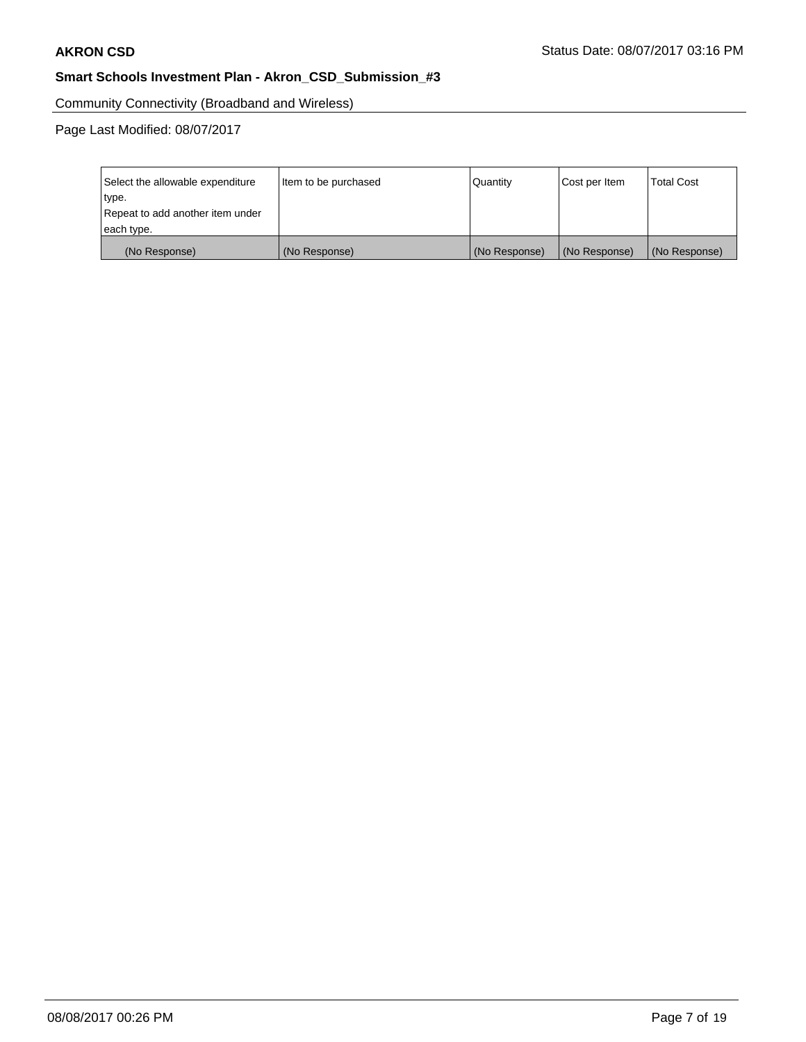Community Connectivity (Broadband and Wireless)

Page Last Modified: 08/07/2017

| Select the allowable expenditure type. Repeat to add another item under each type. | Item to be purchased | Quantity | Cost per Item | Total Cost |
| --- | --- | --- | --- | --- |
| (No Response) | (No Response) | (No Response) | (No Response) | (No Response) |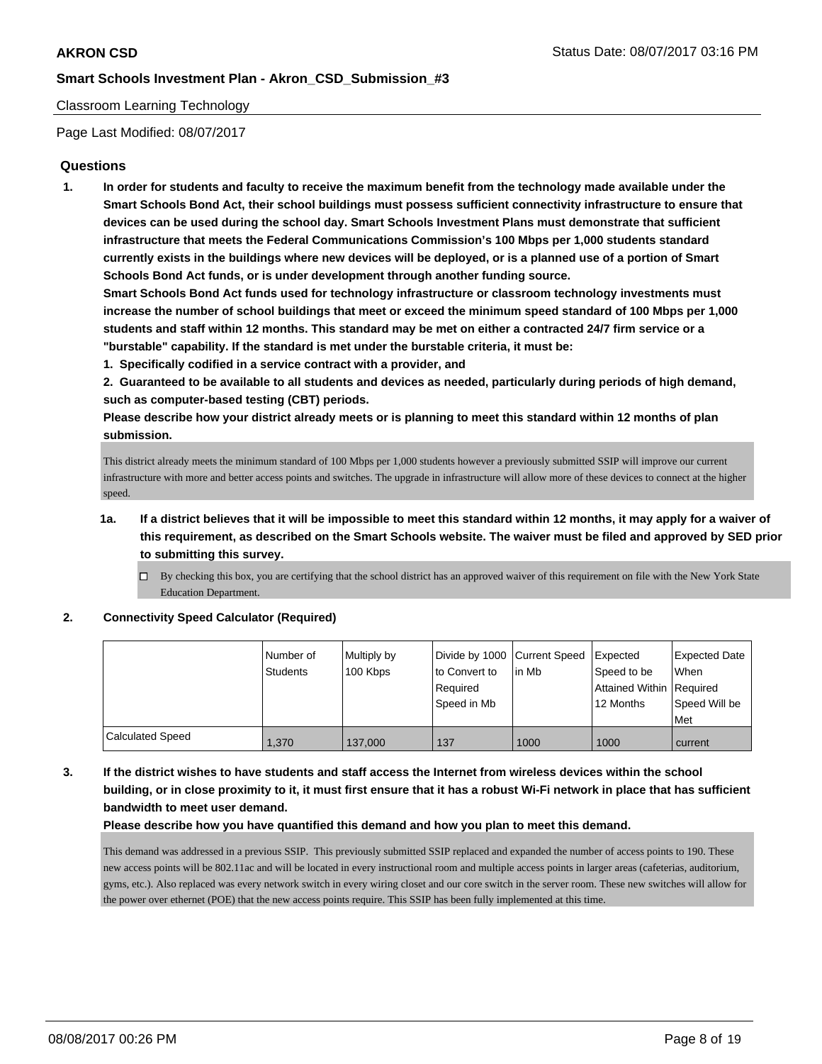Classroom Learning Technology

Page Last Modified: 08/07/2017

## Questions

**1. In order for students and faculty to receive the maximum benefit from the technology made available under the Smart Schools Bond Act, their school buildings must possess sufficient connectivity infrastructure to ensure that devices can be used during the school day. Smart Schools Investment Plans must demonstrate that sufficient infrastructure that meets the Federal Communications Commission's 100 Mbps per 1,000 students standard currently exists in the buildings where new devices will be deployed, or is a planned use of a portion of Smart Schools Bond Act funds, or is under development through another funding source.**

**Smart Schools Bond Act funds used for technology infrastructure or classroom technology investments must increase the number of school buildings that meet or exceed the minimum speed standard of 100 Mbps per 1,000 students and staff within 12 months. This standard may be met on either a contracted 24/7 firm service or a "burstable" capability. If the standard is met under the burstable criteria, it must be:**

**1. Specifically codified in a service contract with a provider, and**

**2. Guaranteed to be available to all students and devices as needed, particularly during periods of high demand, such as computer-based testing (CBT) periods.**

**Please describe how your district already meets or is planning to meet this standard within 12 months of plan submission.**

This district already meets the minimum standard of 100 Mbps per 1,000 students however a previously submitted SSIP will improve our current infrastructure with more and better access points and switches. The upgrade in infrastructure will allow more of these devices to connect at the higher speed.

**1a. If a district believes that it will be impossible to meet this standard within 12 months, it may apply for a waiver of this requirement, as described on the Smart Schools website. The waiver must be filed and approved by SED prior to submitting this survey.**

☐ By checking this box, you are certifying that the school district has an approved waiver of this requirement on file with the New York State Education Department.

**2. Connectivity Speed Calculator (Required)**

| | Number of Students | Multiply by 100 Kbps | Divide by 1000 to Convert to Required Speed in Mb | Current Speed in Mb | Expected Speed to be Attained Within 12 Months | Expected Date When Required Speed Will be Met |
|---|---|---|---|---|---|---|
| Calculated Speed | 1,370 | 137,000 | 137 | 1000 | 1000 | current |

**3. If the district wishes to have students and staff access the Internet from wireless devices within the school building, or in close proximity to it, it must first ensure that it has a robust Wi-Fi network in place that has sufficient bandwidth to meet user demand.**

**Please describe how you have quantified this demand and how you plan to meet this demand.**

This demand was addressed in a previous SSIP. This previously submitted SSIP replaced and expanded the number of access points to 190. These new access points will be 802.11ac and will be located in every instructional room and multiple access points in larger areas (cafeterias, auditorium, gyms, etc.). Also replaced was every network switch in every wiring closet and our core switch in the server room. These new switches will allow for the power over ethernet (POE) that the new access points require. This SSIP has been fully implemented at this time.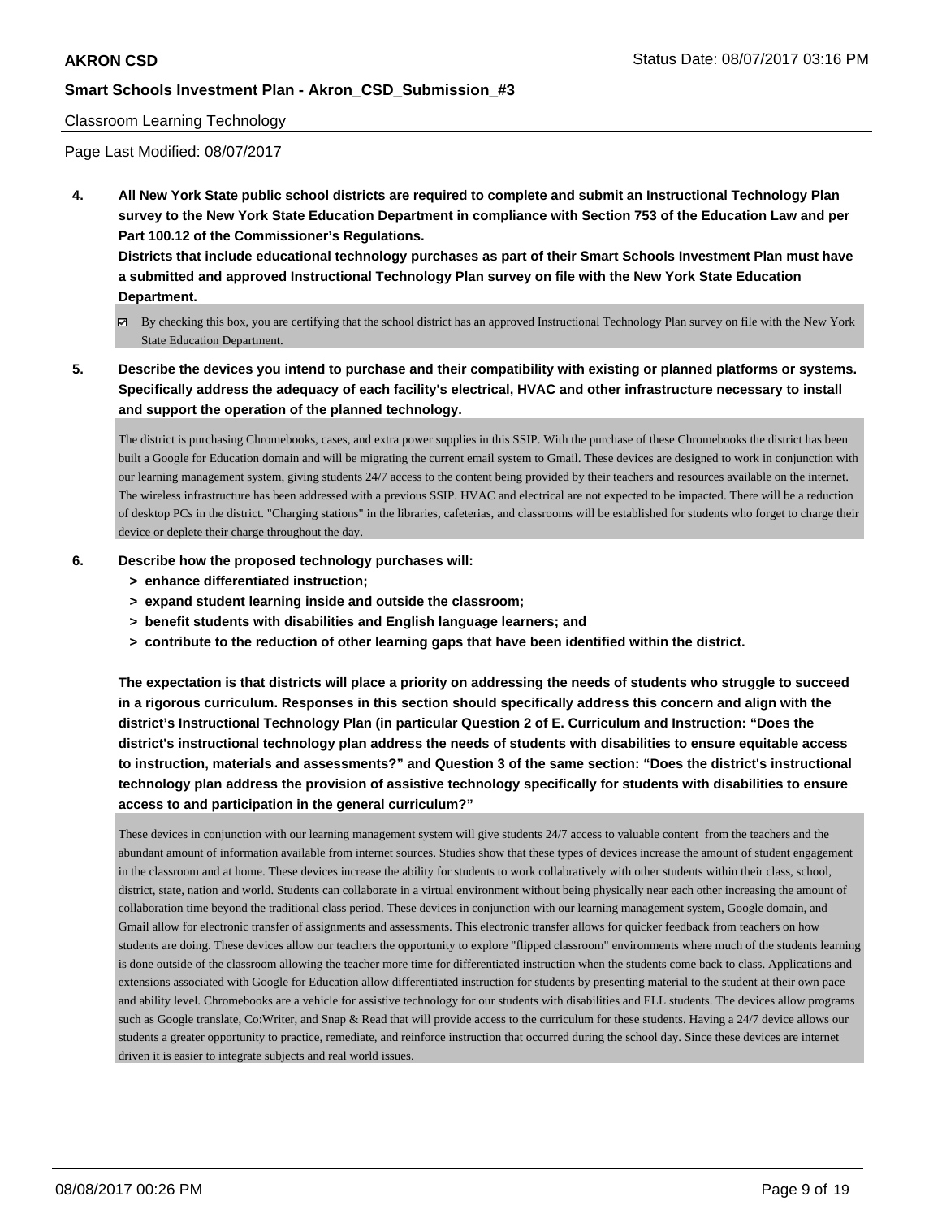**4. All New York State public school districts are required to complete and submit an Instructional Technology Plan survey to the New York State Education Department in compliance with Section 753 of the Education Law and per Part 100.12 of the Commissioner's Regulations.**

**Districts that include educational technology purchases as part of their Smart Schools Investment Plan must have a submitted and approved Instructional Technology Plan survey on file with the New York State Education Department.**

☑ By checking this box, you are certifying that the school district has an approved Instructional Technology Plan survey on file with the New York State Education Department.

**5. Describe the devices you intend to purchase and their compatibility with existing or planned platforms or systems. Specifically address the adequacy of each facility's electrical, HVAC and other infrastructure necessary to install and support the operation of the planned technology.**

The district is purchasing Chromebooks, cases, and extra power supplies in this SSIP. With the purchase of these Chromebooks the district has been built a Google for Education domain and will be migrating the current email system to Gmail. These devices are designed to work in conjunction with our learning management system, giving students 24/7 access to the content being provided by their teachers and resources available on the internet. The wireless infrastructure has been addressed with a previous SSIP. HVAC and electrical are not expected to be impacted. There will be a reduction of desktop PCs in the district. "Charging stations" in the libraries, cafeterias, and classrooms will be established for students who forget to charge their device or deplete their charge throughout the day.

**6. Describe how the proposed technology purchases will:**

- **> enhance differentiated instruction;**
- **> expand student learning inside and outside the classroom;**
- **> benefit students with disabilities and English language learners; and**
- **> contribute to the reduction of other learning gaps that have been identified within the district.**

**The expectation is that districts will place a priority on addressing the needs of students who struggle to succeed in a rigorous curriculum. Responses in this section should specifically address this concern and align with the district's Instructional Technology Plan (in particular Question 2 of E. Curriculum and Instruction: "Does the district's instructional technology plan address the needs of students with disabilities to ensure equitable access to instruction, materials and assessments?" and Question 3 of the same section: "Does the district's instructional technology plan address the provision of assistive technology specifically for students with disabilities to ensure access to and participation in the general curriculum?"**

These devices in conjunction with our learning management system will give students 24/7 access to valuable content from the teachers and the abundant amount of information available from internet sources. Studies show that these types of devices increase the amount of student engagement in the classroom and at home. These devices increase the ability for students to work collabratively with other students within their class, school, district, state, nation and world. Students can collaborate in a virtual environment without being physically near each other increasing the amount of collaboration time beyond the traditional class period. These devices in conjunction with our learning management system, Google domain, and Gmail allow for electronic transfer of assignments and assessments. This electronic transfer allows for quicker feedback from teachers on how students are doing. These devices allow our teachers the opportunity to explore "flipped classroom" environments where much of the students learning is done outside of the classroom allowing the teacher more time for differentiated instruction when the students come back to class. Applications and extensions associated with Google for Education allow differentiated instruction for students by presenting material to the student at their own pace and ability level. Chromebooks are a vehicle for assistive technology for our students with disabilities and ELL students. The devices allow programs such as Google translate, Co:Writer, and Snap & Read that will provide access to the curriculum for these students. Having a 24/7 device allows our students a greater opportunity to practice, remediate, and reinforce instruction that occurred during the school day. Since these devices are internet driven it is easier to integrate subjects and real world issues.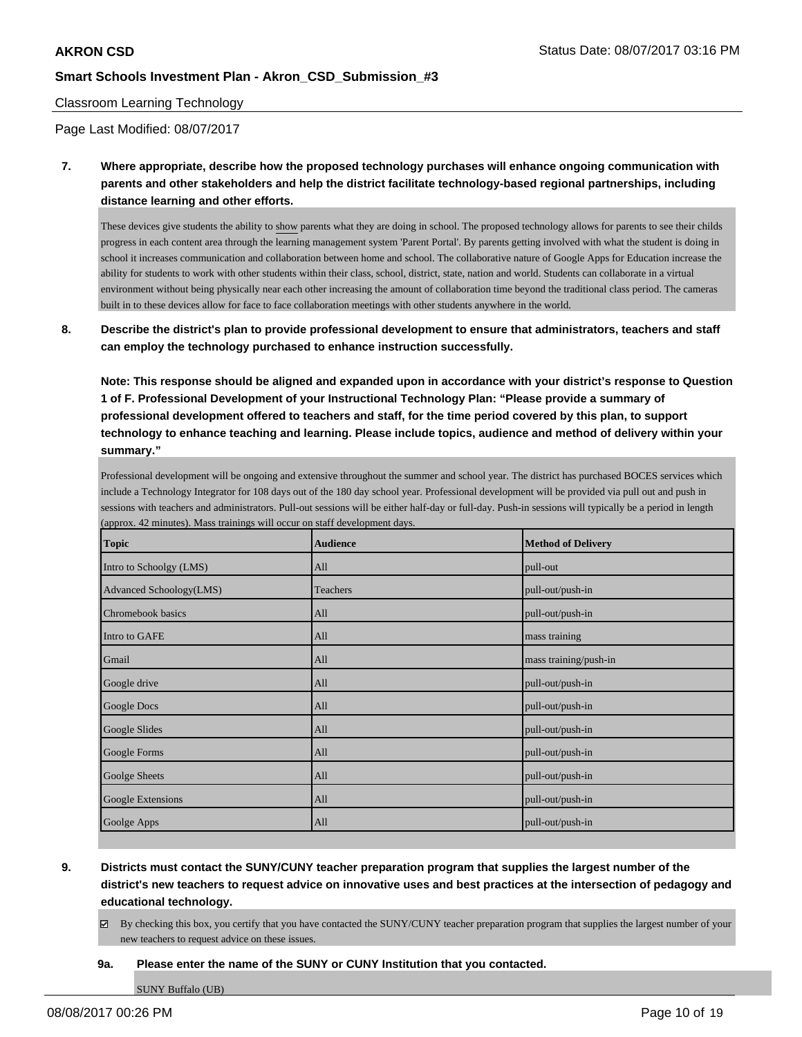Classroom Learning Technology

Page Last Modified: 08/07/2017

**7. Where appropriate, describe how the proposed technology purchases will enhance ongoing communication with parents and other stakeholders and help the district facilitate technology-based regional partnerships, including distance learning and other efforts.**

These devices give students the ability to show parents what they are doing in school. The proposed technology allows for parents to see their childs progress in each content area through the learning management system 'Parent Portal'. By parents getting involved with what the student is doing in school it increases communication and collaboration between home and school. The collaborative nature of Google Apps for Education increase the ability for students to work with other students within their class, school, district, state, nation and world. Students can collaborate in a virtual environment without being physically near each other increasing the amount of collaboration time beyond the traditional class period. The cameras built in to these devices allow for face to face collaboration meetings with other students anywhere in the world.

**8. Describe the district's plan to provide professional development to ensure that administrators, teachers and staff can employ the technology purchased to enhance instruction successfully.**

**Note: This response should be aligned and expanded upon in accordance with your district's response to Question 1 of F. Professional Development of your Instructional Technology Plan: "Please provide a summary of professional development offered to teachers and staff, for the time period covered by this plan, to support technology to enhance teaching and learning. Please include topics, audience and method of delivery within your summary."**

Professional development will be ongoing and extensive throughout the summer and school year. The district has purchased BOCES services which include a Technology Integrator for 108 days out of the 180 day school year. Professional development will be provided via pull out and push in sessions with teachers and administrators. Pull-out sessions will be either half-day or full-day. Push-in sessions will typically be a period in length (approx. 42 minutes). Mass trainings will occur on staff development days.

| Topic | Audience | Method of Delivery |
|---|---|---|
| Intro to Schoolgy (LMS) | All | pull-out |
| Advanced Schoology(LMS) | Teachers | pull-out/push-in |
| Chromebook basics | All | pull-out/push-in |
| Intro to GAFE | All | mass training |
| Gmail | All | mass training/push-in |
| Google drive | All | pull-out/push-in |
| Google Docs | All | pull-out/push-in |
| Google Slides | All | pull-out/push-in |
| Google Forms | All | pull-out/push-in |
| Goolge Sheets | All | pull-out/push-in |
| Google Extensions | All | pull-out/push-in |
| Goolge Apps | All | pull-out/push-in |

**9. Districts must contact the SUNY/CUNY teacher preparation program that supplies the largest number of the district's new teachers to request advice on innovative uses and best practices at the intersection of pedagogy and educational technology.**

☑ By checking this box, you certify that you have contacted the SUNY/CUNY teacher preparation program that supplies the largest number of your new teachers to request advice on these issues.

**9a. Please enter the name of the SUNY or CUNY Institution that you contacted.**

SUNY Buffalo (UB)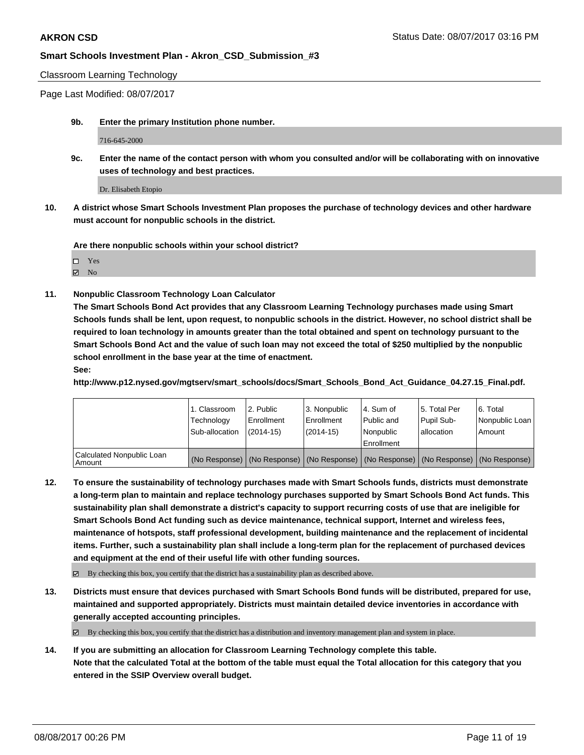Classroom Learning Technology

Page Last Modified: 08/07/2017

**9b. Enter the primary Institution phone number.**

716-645-2000

**9c. Enter the name of the contact person with whom you consulted and/or will be collaborating with on innovative uses of technology and best practices.**

Dr. Elisabeth Etopio

**10. A district whose Smart Schools Investment Plan proposes the purchase of technology devices and other hardware must account for nonpublic schools in the district.**

**Are there nonpublic schools within your school district?**

- ☐ Yes
- ☑ No

**11. Nonpublic Classroom Technology Loan Calculator**

**The Smart Schools Bond Act provides that any Classroom Learning Technology purchases made using Smart Schools funds shall be lent, upon request, to nonpublic schools in the district. However, no school district shall be required to loan technology in amounts greater than the total obtained and spent on technology pursuant to the Smart Schools Bond Act and the value of such loan may not exceed the total of $250 multiplied by the nonpublic school enrollment in the base year at the time of enactment.**

**See:**

**http://www.p12.nysed.gov/mgtserv/smart_schools/docs/Smart_Schools_Bond_Act_Guidance_04.27.15_Final.pdf.**

| | 1. Classroom Technology Sub-allocation | 2. Public Enrollment (2014-15) | 3. Nonpublic Enrollment (2014-15) | 4. Sum of Public and Nonpublic Enrollment | 5. Total Per Pupil Sub-allocation | 6. Total Nonpublic Loan Amount |
|---|---|---|---|---|---|---|
| Calculated Nonpublic Loan Amount | (No Response) | (No Response) | (No Response) | (No Response) | (No Response) | (No Response) |

**12. To ensure the sustainability of technology purchases made with Smart Schools funds, districts must demonstrate a long-term plan to maintain and replace technology purchases supported by Smart Schools Bond Act funds. This sustainability plan shall demonstrate a district's capacity to support recurring costs of use that are ineligible for Smart Schools Bond Act funding such as device maintenance, technical support, Internet and wireless fees, maintenance of hotspots, staff professional development, building maintenance and the replacement of incidental items. Further, such a sustainability plan shall include a long-term plan for the replacement of purchased devices and equipment at the end of their useful life with other funding sources.**

☑ By checking this box, you certify that the district has a sustainability plan as described above.

**13. Districts must ensure that devices purchased with Smart Schools Bond funds will be distributed, prepared for use, maintained and supported appropriately. Districts must maintain detailed device inventories in accordance with generally accepted accounting principles.**

☑ By checking this box, you certify that the district has a distribution and inventory management plan and system in place.

**14. If you are submitting an allocation for Classroom Learning Technology complete this table. Note that the calculated Total at the bottom of the table must equal the Total allocation for this category that you entered in the SSIP Overview overall budget.**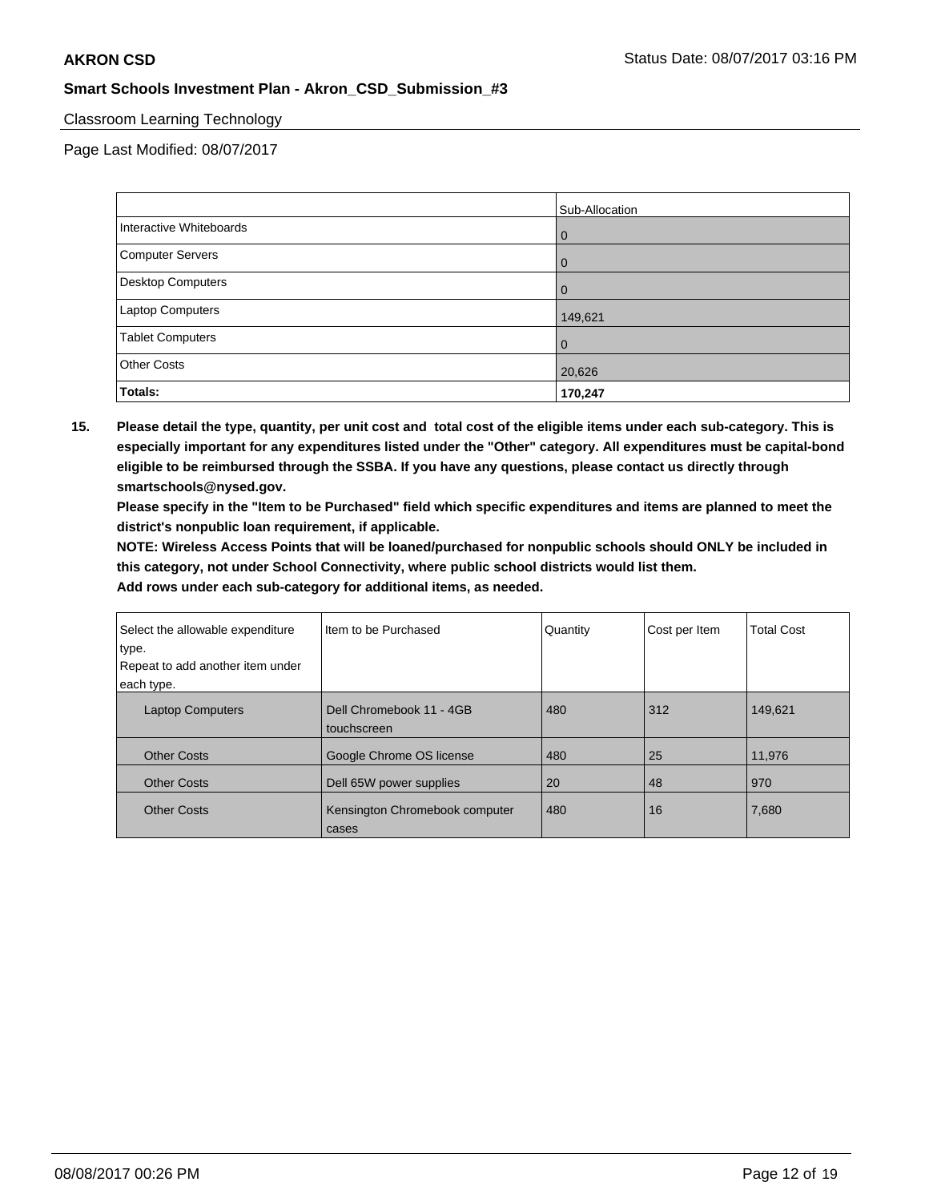Classroom Learning Technology

Page Last Modified: 08/07/2017

| | Sub-Allocation |
|---|---|
| Interactive Whiteboards | 0 |
| Computer Servers | 0 |
| Desktop Computers | 0 |
| Laptop Computers | 149,621 |
| Tablet Computers | 0 |
| Other Costs | 20,626 |
| **Totals:** | **170,247** |

**15. Please detail the type, quantity, per unit cost and total cost of the eligible items under each sub-category. This is especially important for any expenditures listed under the "Other" category. All expenditures must be capital-bond eligible to be reimbursed through the SSBA. If you have any questions, please contact us directly through smartschools@nysed.gov.**

**Please specify in the "Item to be Purchased" field which specific expenditures and items are planned to meet the district's nonpublic loan requirement, if applicable.**

**NOTE: Wireless Access Points that will be loaned/purchased for nonpublic schools should ONLY be included in this category, not under School Connectivity, where public school districts would list them.**

**Add rows under each sub-category for additional items, as needed.**

| Select the allowable expenditure type. Repeat to add another item under each type. | Item to be Purchased | Quantity | Cost per Item | Total Cost |
|---|---|---|---|---|
| Laptop Computers | Dell Chromebook 11 - 4GB touchscreen | 480 | 312 | 149,621 |
| Other Costs | Google Chrome OS license | 480 | 25 | 11,976 |
| Other Costs | Dell 65W power supplies | 20 | 48 | 970 |
| Other Costs | Kensington Chromebook computer cases | 480 | 16 | 7,680 |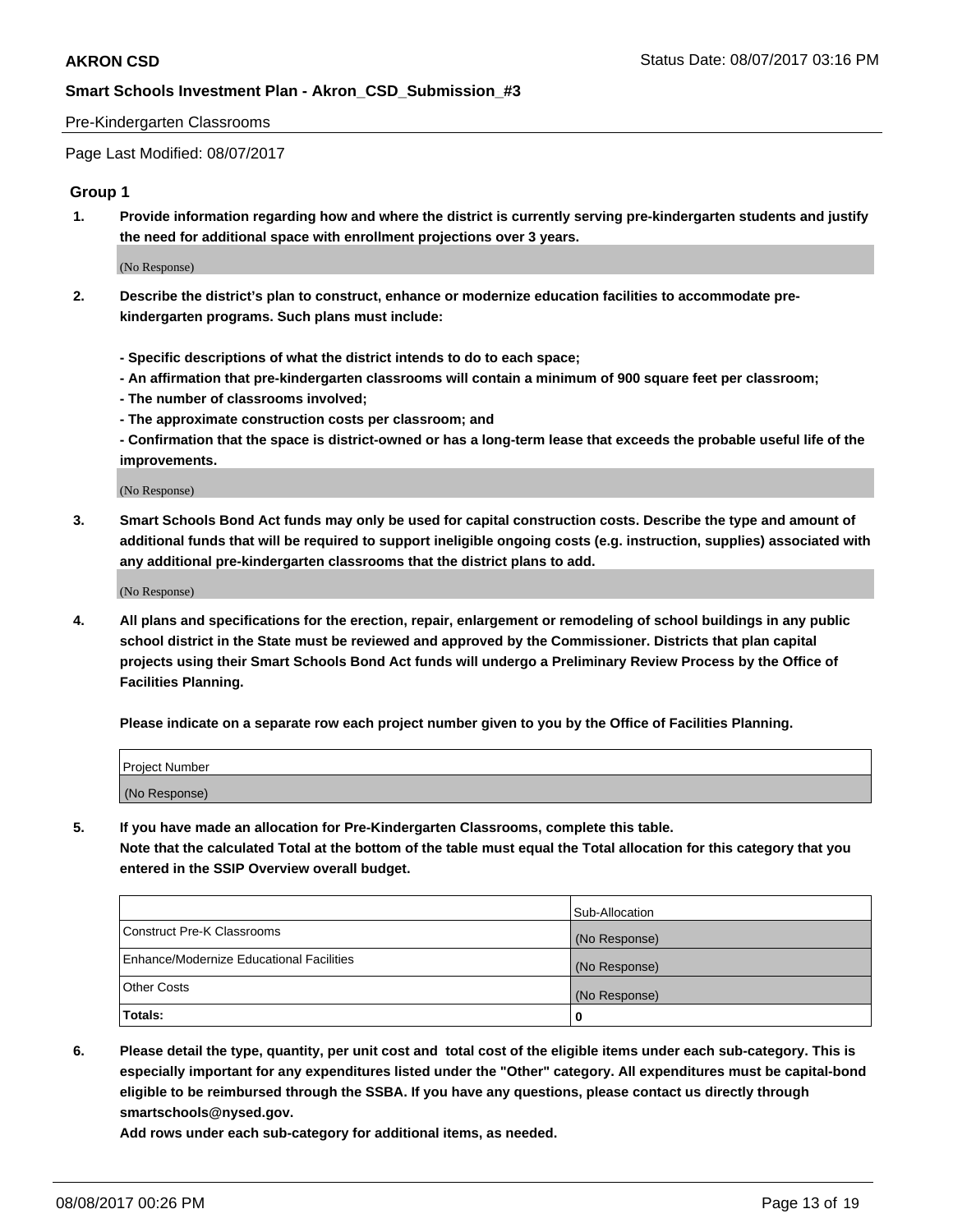Pre-Kindergarten Classrooms

Page Last Modified: 08/07/2017

## Group 1

**1. Provide information regarding how and where the district is currently serving pre-kindergarten students and justify the need for additional space with enrollment projections over 3 years.**

(No Response)

**2. Describe the district's plan to construct, enhance or modernize education facilities to accommodate pre-kindergarten programs. Such plans must include:**

**- Specific descriptions of what the district intends to do to each space;**
**- An affirmation that pre-kindergarten classrooms will contain a minimum of 900 square feet per classroom;**
**- The number of classrooms involved;**
**- The approximate construction costs per classroom; and**
**- Confirmation that the space is district-owned or has a long-term lease that exceeds the probable useful life of the improvements.**

(No Response)

**3. Smart Schools Bond Act funds may only be used for capital construction costs. Describe the type and amount of additional funds that will be required to support ineligible ongoing costs (e.g. instruction, supplies) associated with any additional pre-kindergarten classrooms that the district plans to add.**

(No Response)

**4. All plans and specifications for the erection, repair, enlargement or remodeling of school buildings in any public school district in the State must be reviewed and approved by the Commissioner. Districts that plan capital projects using their Smart Schools Bond Act funds will undergo a Preliminary Review Process by the Office of Facilities Planning.**

**Please indicate on a separate row each project number given to you by the Office of Facilities Planning.**

| Project Number |
| --- |
| (No Response) |

**5. If you have made an allocation for Pre-Kindergarten Classrooms, complete this table.**
**Note that the calculated Total at the bottom of the table must equal the Total allocation for this category that you entered in the SSIP Overview overall budget.**

| | Sub-Allocation |
| --- | --- |
| Construct Pre-K Classrooms | (No Response) |
| Enhance/Modernize Educational Facilities | (No Response) |
| Other Costs | (No Response) |
| **Totals:** | **0** |

**6. Please detail the type, quantity, per unit cost and total cost of the eligible items under each sub-category. This is especially important for any expenditures listed under the "Other" category. All expenditures must be capital-bond eligible to be reimbursed through the SSBA. If you have any questions, please contact us directly through smartschools@nysed.gov.**

**Add rows under each sub-category for additional items, as needed.**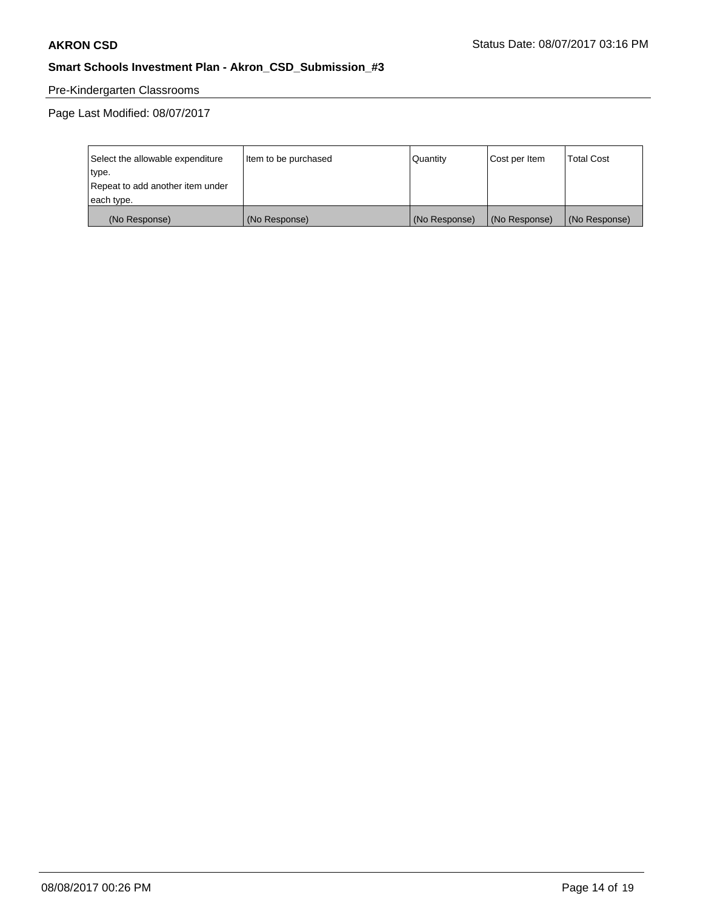Pre-Kindergarten Classrooms

Page Last Modified: 08/07/2017

| Select the allowable expenditure type. Repeat to add another item under each type. | Item to be purchased | Quantity | Cost per Item | Total Cost |
|---|---|---|---|---|
| (No Response) | (No Response) | (No Response) | (No Response) | (No Response) |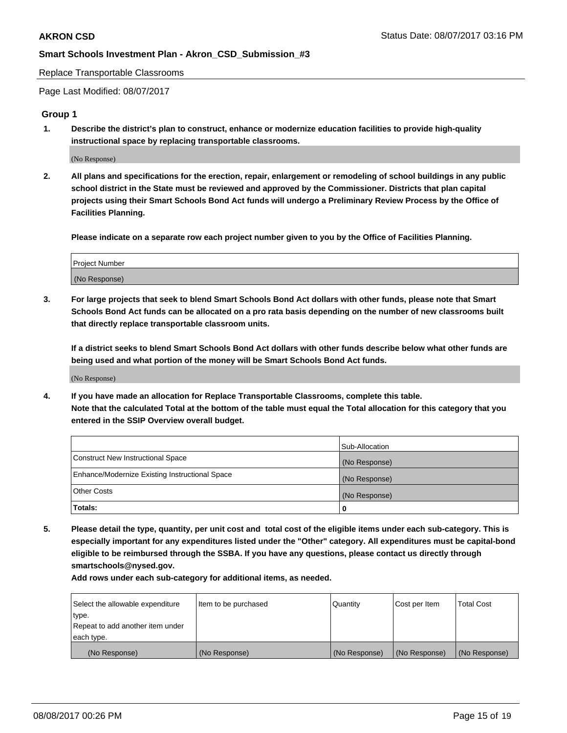Replace Transportable Classrooms

Page Last Modified: 08/07/2017

## Group 1

**1. Describe the district's plan to construct, enhance or modernize education facilities to provide high-quality instructional space by replacing transportable classrooms.**

(No Response)

**2. All plans and specifications for the erection, repair, enlargement or remodeling of school buildings in any public school district in the State must be reviewed and approved by the Commissioner. Districts that plan capital projects using their Smart Schools Bond Act funds will undergo a Preliminary Review Process by the Office of Facilities Planning.**

**Please indicate on a separate row each project number given to you by the Office of Facilities Planning.**

| Project Number |
|---|
| (No Response) |

**3. For large projects that seek to blend Smart Schools Bond Act dollars with other funds, please note that Smart Schools Bond Act funds can be allocated on a pro rata basis depending on the number of new classrooms built that directly replace transportable classroom units.**

**If a district seeks to blend Smart Schools Bond Act dollars with other funds describe below what other funds are being used and what portion of the money will be Smart Schools Bond Act funds.**

(No Response)

**4. If you have made an allocation for Replace Transportable Classrooms, complete this table. Note that the calculated Total at the bottom of the table must equal the Total allocation for this category that you entered in the SSIP Overview overall budget.**

| | Sub-Allocation |
|---|---|
| Construct New Instructional Space | (No Response) |
| Enhance/Modernize Existing Instructional Space | (No Response) |
| Other Costs | (No Response) |
| **Totals:** | 0 |

**5. Please detail the type, quantity, per unit cost and total cost of the eligible items under each sub-category. This is especially important for any expenditures listed under the "Other" category. All expenditures must be capital-bond eligible to be reimbursed through the SSBA. If you have any questions, please contact us directly through smartschools@nysed.gov.**

**Add rows under each sub-category for additional items, as needed.**

| Select the allowable expenditure type. Repeat to add another item under each type. | Item to be purchased | Quantity | Cost per Item | Total Cost |
|---|---|---|---|---|
| (No Response) | (No Response) | (No Response) | (No Response) | (No Response) |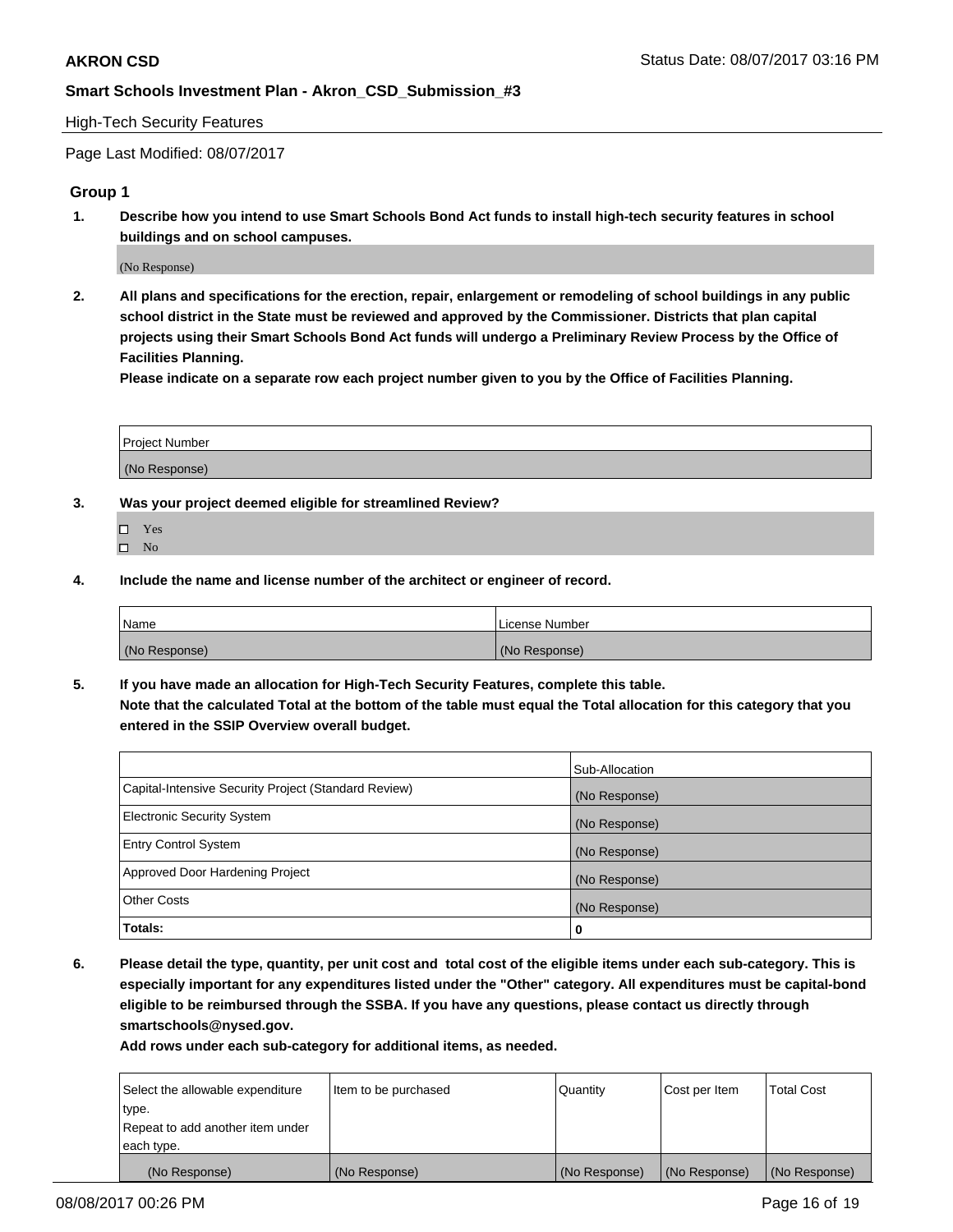**AKRON CSD** Status Date: 08/07/2017 03:16 PM

**Smart Schools Investment Plan - Akron_CSD_Submission_#3**

High-Tech Security Features

Page Last Modified: 08/07/2017

### Group 1

1. **Describe how you intend to use Smart Schools Bond Act funds to install high-tech security features in school buildings and on school campuses.**

   (No Response)

2. **All plans and specifications for the erection, repair, enlargement or remodeling of school buildings in any public school district in the State must be reviewed and approved by the Commissioner. Districts that plan capital projects using their Smart Schools Bond Act funds will undergo a Preliminary Review Process by the Office of Facilities Planning.**

   **Please indicate on a separate row each project number given to you by the Office of Facilities Planning.**

| Project Number |
| --- |
| (No Response) |

3. **Was your project deemed eligible for streamlined Review?**

   ☐ Yes
   ☐ No

4. **Include the name and license number of the architect or engineer of record.**

| Name | License Number |
| --- | --- |
| (No Response) | (No Response) |

5. **If you have made an allocation for High-Tech Security Features, complete this table.**
   **Note that the calculated Total at the bottom of the table must equal the Total allocation for this category that you entered in the SSIP Overview overall budget.**

| | Sub-Allocation |
| --- | --- |
| Capital-Intensive Security Project (Standard Review) | (No Response) |
| Electronic Security System | (No Response) |
| Entry Control System | (No Response) |
| Approved Door Hardening Project | (No Response) |
| Other Costs | (No Response) |
| **Totals:** | **0** |

6. **Please detail the type, quantity, per unit cost and total cost of the eligible items under each sub-category. This is especially important for any expenditures listed under the "Other" category. All expenditures must be capital-bond eligible to be reimbursed through the SSBA. If you have any questions, please contact us directly through smartschools@nysed.gov.**

   **Add rows under each sub-category for additional items, as needed.**

| Select the allowable expenditure type. Repeat to add another item under each type. | Item to be purchased | Quantity | Cost per Item | Total Cost |
| --- | --- | --- | --- | --- |
| (No Response) | (No Response) | (No Response) | (No Response) | (No Response) |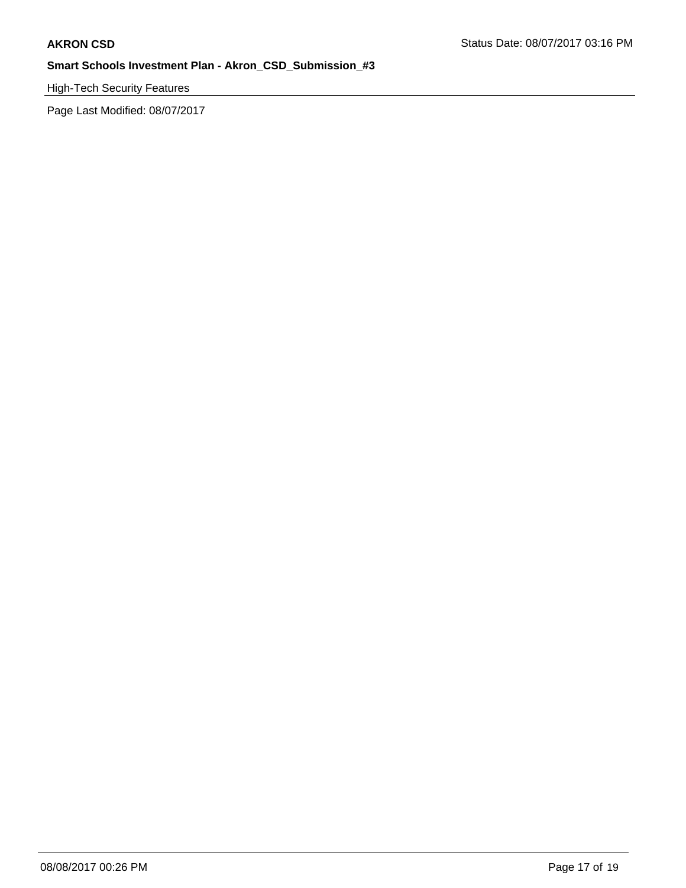High-Tech Security Features

Page Last Modified: 08/07/2017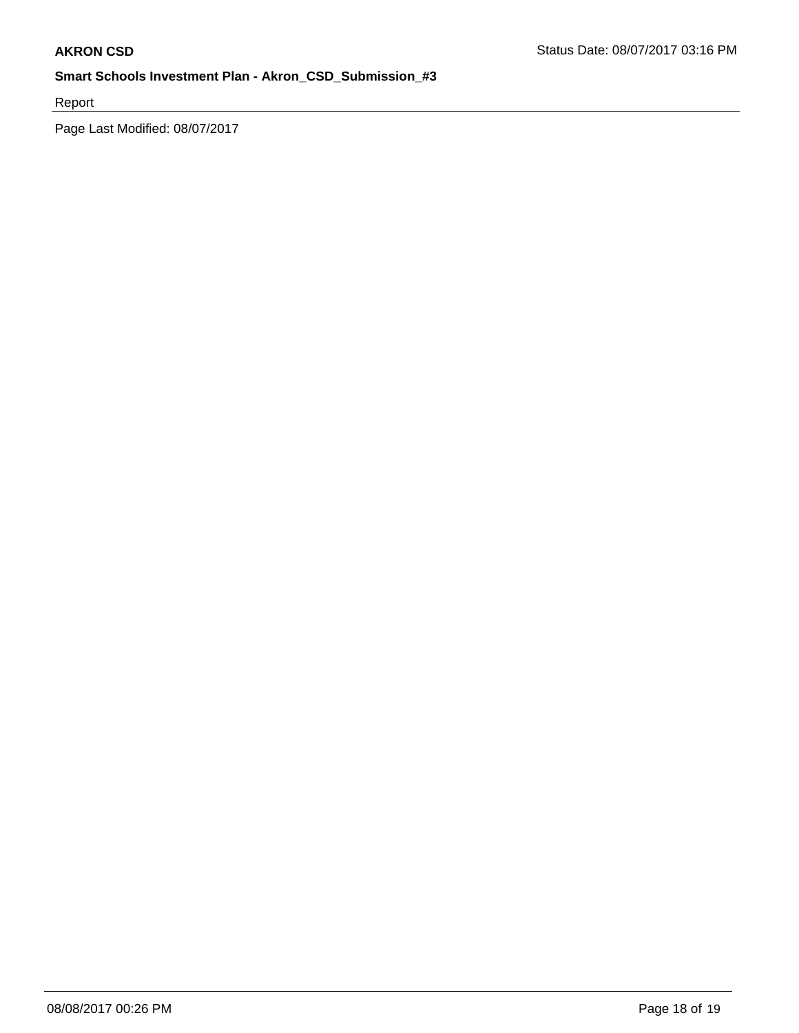Report

Page Last Modified: 08/07/2017